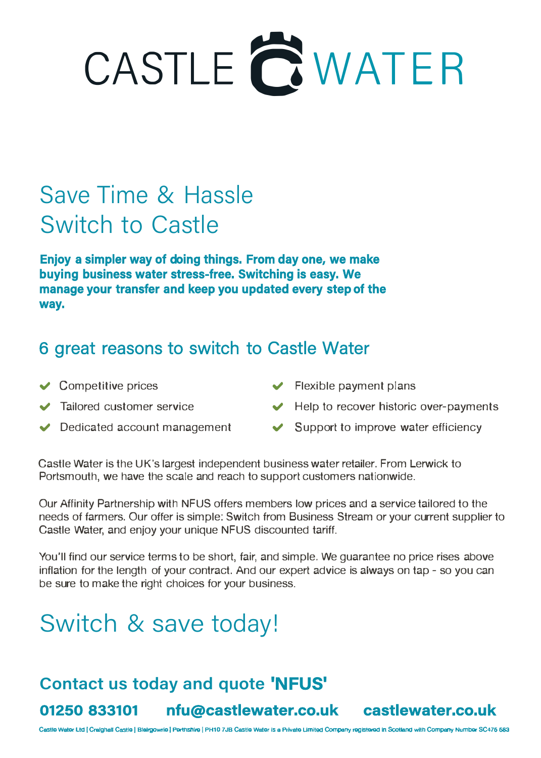# CASTLE WATER

## Save Time & Hassle
## Switch to Castle

**Enjoy a simpler way of doing things. From day one, we make buying business water stress-free. Switching is easy. We manage your transfer and keep you updated every step of the way.**

## 6 great reasons to switch to Castle Water

- ✔ Competitive prices
- ✔ Tailored customer service
- ✔ Dedicated account management
- ✔ Flexible payment plans
- ✔ Help to recover historic over-payments
- ✔ Support to improve water efficiency

Castle Water is the UK's largest independent business water retailer. From Lerwick to Portsmouth, we have the scale and reach to support customers nationwide.

Our Affinity Partnership with NFUS offers members low prices and a service tailored to the needs of farmers. Our offer is simple: Switch from Business Stream or your current supplier to Castle Water, and enjoy your unique NFUS discounted tariff.

You'll find our service terms to be short, fair, and simple. We guarantee no price rises above inflation for the length of your contract. And our expert advice is always on tap - so you can be sure to make the right choices for your business.

## Switch & save today!

### Contact us today and quote 'NFUS'

**01250 833101  nfu@castlewater.co.uk  castlewater.co.uk**

Castle Water Ltd | Craighall Castle | Blairgowrie | Perthshire | PH10 7JB Castle Water is a Private Limited Company registered in Scotland with Company Number SC475 583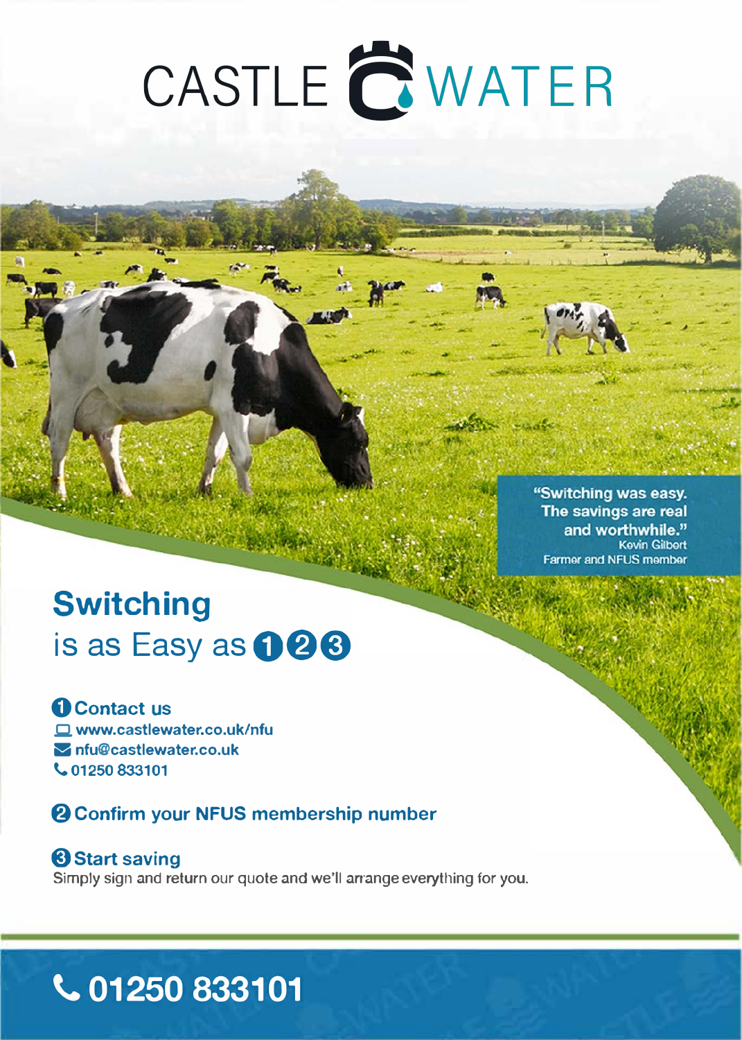# CASTLE WATER

> "Switching was easy. The savings are real and worthwhile."
>
> Kevin Gilbert
> Farmer and NFUS member

## Switching
## is as Easy as 1 2 3

**1 Contact us**

- www.castlewater.co.uk/nfu
- nfu@castlewater.co.uk
- 01250 833101

**2 Confirm your NFUS membership number**

**3 Start saving**

Simply sign and return our quote and we'll arrange everything for you.

**01250 833101**